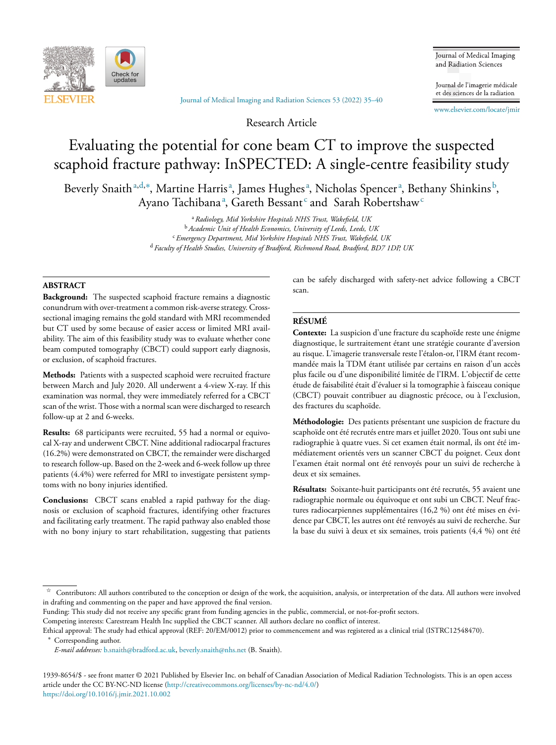Research Article

# Evaluating the potential for cone beam CT to improve the suspected scaphoid fracture pathway: InSPECTED: A single-centre feasibility study

Beverly Snaith[a,d,*], Martine Harris[a], James Hughes[a], Nicholas Spencer[a], Bethany Shinkins[b], Ayano Tachibana[a], Gareth Bessant[c] and Sarah Robertshaw[c]

[a] *Radiology, Mid Yorkshire Hospitals NHS Trust, Wakefield, UK*
[b] *Academic Unit of Health Economics, University of Leeds, Leeds, UK*
[c] *Emergency Department, Mid Yorkshire Hospitals NHS Trust, Wakefield, UK*
[d] *Faculty of Health Studies, University of Bradford, Richmond Road, Bradford, BD7 1DP, UK*

## ABSTRACT

**Background:** The suspected scaphoid fracture remains a diagnostic conundrum with over-treatment a common risk-averse strategy. Cross-sectional imaging remains the gold standard with MRI recommended but CT used by some because of easier access or limited MRI availability. The aim of this feasibility study was to evaluate whether cone beam computed tomography (CBCT) could support early diagnosis, or exclusion, of scaphoid fractures.

**Methods:** Patients with a suspected scaphoid were recruited fracture between March and July 2020. All underwent a 4-view X-ray. If this examination was normal, they were immediately referred for a CBCT scan of the wrist. Those with a normal scan were discharged to research follow-up at 2 and 6-weeks.

**Results:** 68 participants were recruited, 55 had a normal or equivocal X-ray and underwent CBCT. Nine additional radiocarpal fractures (16.2%) were demonstrated on CBCT, the remainder were discharged to research follow-up. Based on the 2-week and 6-week follow up three patients (4.4%) were referred for MRI to investigate persistent symptoms with no bony injuries identified.

**Conclusions:** CBCT scans enabled a rapid pathway for the diagnosis or exclusion of scaphoid fractures, identifying other fractures and facilitating early treatment. The rapid pathway also enabled those with no bony injury to start rehabilitation, suggesting that patients can be safely discharged with safety-net advice following a CBCT scan.

## RÉSUMÉ

**Contexte:** La suspicion d'une fracture du scaphoïde reste une énigme diagnostique, le surtraitement étant une stratégie courante d'aversion au risque. L'imagerie transversale reste l'étalon-or, l'IRM étant recommandée mais la TDM étant utilisée par certains en raison d'un accès plus facile ou d'une disponibilité limitée de l'IRM. L'objectif de cette étude de faisabilité était d'évaluer si la tomographie à faisceau conique (CBCT) pouvait contribuer au diagnostic précoce, ou à l'exclusion, des fractures du scaphoïde.

**Méthodologie:** Des patients présentant une suspicion de fracture du scaphoïde ont été recrutés entre mars et juillet 2020. Tous ont subi une radiographie à quatre vues. Si cet examen était normal, ils ont été immédiatement orientés vers un scanner CBCT du poignet. Ceux dont l'examen était normal ont été renvoyés pour un suivi de recherche à deux et six semaines.

**Résultats:** Soixante-huit participants ont été recrutés, 55 avaient une radiographie normale ou équivoque et ont subi un CBCT. Neuf fractures radiocarpiennes supplémentaires (16,2 %) ont été mises en évidence par CBCT, les autres ont été renvoyés au suivi de recherche. Sur la base du suivi à deux et six semaines, trois patients (4,4 %) ont été

---

☆ Contributors: All authors contributed to the conception or design of the work, the acquisition, analysis, or interpretation of the data. All authors were involved in drafting and commenting on the paper and have approved the final version.
Funding: This study did not receive any specific grant from funding agencies in the public, commercial, or not-for-profit sectors.
Competing interests: Carestream Health Inc supplied the CBCT scanner. All authors declare no conflict of interest.
Ethical approval: The study had ethical approval (REF: 20/EM/0012) prior to commencement and was registered as a clinical trial (ISTRC12548470).
\* Corresponding author.
*E-mail addresses:* b.snaith@bradford.ac.uk, beverly.snaith@nhs.net (B. Snaith).

1939-8654/$ - see front matter © 2021 Published by Elsevier Inc. on behalf of Canadian Association of Medical Radiation Technologists. This is an open access article under the CC BY-NC-ND license (http://creativecommons.org/licenses/by-nc-nd/4.0/)
https://doi.org/10.1016/j.jmir.2021.10.002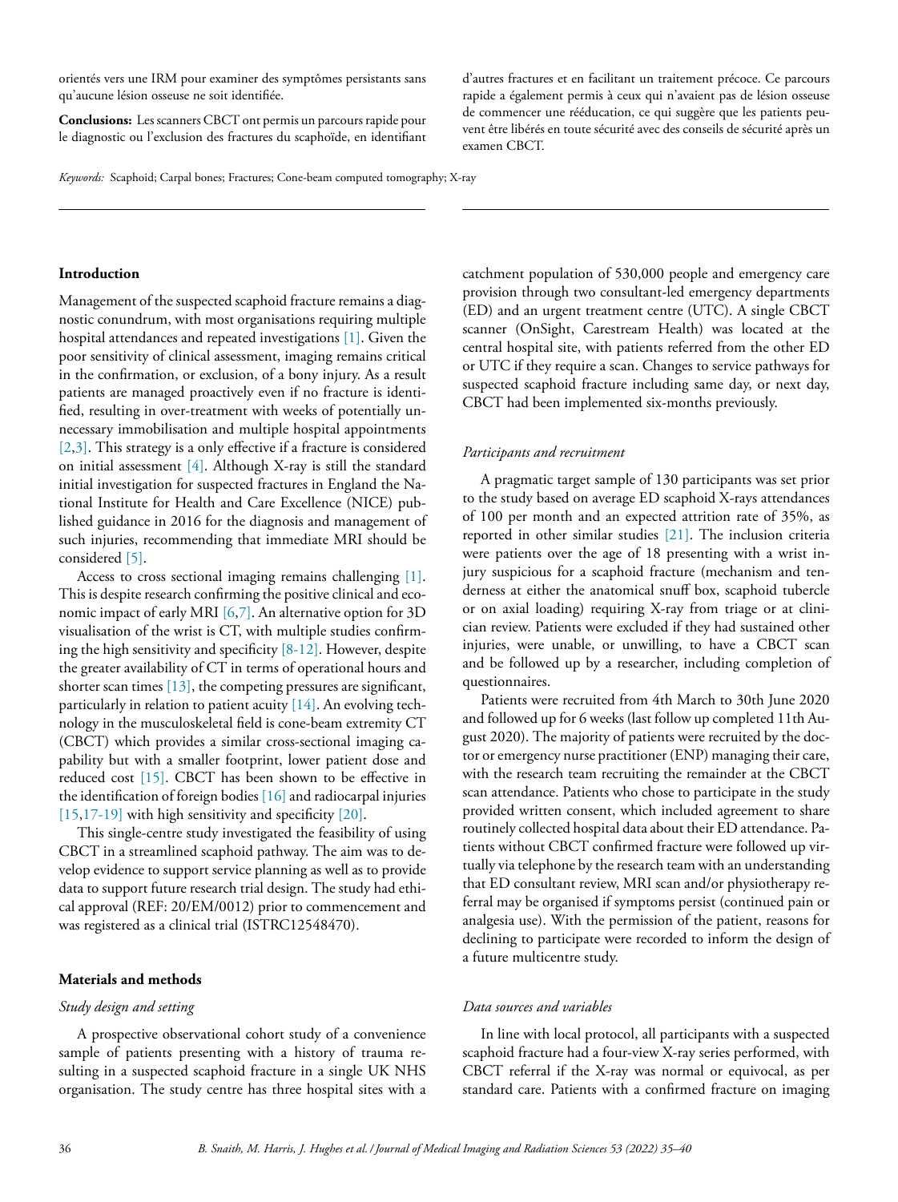orientés vers une IRM pour examiner des symptômes persistants sans qu'aucune lésion osseuse ne soit identifiée.

**Conclusions:** Les scanners CBCT ont permis un parcours rapide pour le diagnostic ou l'exclusion des fractures du scaphoïde, en identifiant d'autres fractures et en facilitant un traitement précoce. Ce parcours rapide a également permis à ceux qui n'avaient pas de lésion osseuse de commencer une rééducation, ce qui suggère que les patients peuvent être libérés en toute sécurité avec des conseils de sécurité après un examen CBCT.

*Keywords:* Scaphoid; Carpal bones; Fractures; Cone-beam computed tomography; X-ray

## Introduction

Management of the suspected scaphoid fracture remains a diagnostic conundrum, with most organisations requiring multiple hospital attendances and repeated investigations [1]. Given the poor sensitivity of clinical assessment, imaging remains critical in the confirmation, or exclusion, of a bony injury. As a result patients are managed proactively even if no fracture is identified, resulting in over-treatment with weeks of potentially unnecessary immobilisation and multiple hospital appointments [2,3]. This strategy is a only effective if a fracture is considered on initial assessment [4]. Although X-ray is still the standard initial investigation for suspected fractures in England the National Institute for Health and Care Excellence (NICE) published guidance in 2016 for the diagnosis and management of such injuries, recommending that immediate MRI should be considered [5].

Access to cross sectional imaging remains challenging [1]. This is despite research confirming the positive clinical and economic impact of early MRI [6,7]. An alternative option for 3D visualisation of the wrist is CT, with multiple studies confirming the high sensitivity and specificity [8-12]. However, despite the greater availability of CT in terms of operational hours and shorter scan times [13], the competing pressures are significant, particularly in relation to patient acuity [14]. An evolving technology in the musculoskeletal field is cone-beam extremity CT (CBCT) which provides a similar cross-sectional imaging capability but with a smaller footprint, lower patient dose and reduced cost [15]. CBCT has been shown to be effective in the identification of foreign bodies [16] and radiocarpal injuries [15,17-19] with high sensitivity and specificity [20].

This single-centre study investigated the feasibility of using CBCT in a streamlined scaphoid pathway. The aim was to develop evidence to support service planning as well as to provide data to support future research trial design. The study had ethical approval (REF: 20/EM/0012) prior to commencement and was registered as a clinical trial (ISTRC12548470).

## Materials and methods

### *Study design and setting*

A prospective observational cohort study of a convenience sample of patients presenting with a history of trauma resulting in a suspected scaphoid fracture in a single UK NHS organisation. The study centre has three hospital sites with a catchment population of 530,000 people and emergency care provision through two consultant-led emergency departments (ED) and an urgent treatment centre (UTC). A single CBCT scanner (OnSight, Carestream Health) was located at the central hospital site, with patients referred from the other ED or UTC if they require a scan. Changes to service pathways for suspected scaphoid fracture including same day, or next day, CBCT had been implemented six-months previously.

### *Participants and recruitment*

A pragmatic target sample of 130 participants was set prior to the study based on average ED scaphoid X-rays attendances of 100 per month and an expected attrition rate of 35%, as reported in other similar studies [21]. The inclusion criteria were patients over the age of 18 presenting with a wrist injury suspicious for a scaphoid fracture (mechanism and tenderness at either the anatomical snuff box, scaphoid tubercle or on axial loading) requiring X-ray from triage or at clinician review. Patients were excluded if they had sustained other injuries, were unable, or unwilling, to have a CBCT scan and be followed up by a researcher, including completion of questionnaires.

Patients were recruited from 4th March to 30th June 2020 and followed up for 6 weeks (last follow up completed 11th August 2020). The majority of patients were recruited by the doctor or emergency nurse practitioner (ENP) managing their care, with the research team recruiting the remainder at the CBCT scan attendance. Patients who chose to participate in the study provided written consent, which included agreement to share routinely collected hospital data about their ED attendance. Patients without CBCT confirmed fracture were followed up virtually via telephone by the research team with an understanding that ED consultant review, MRI scan and/or physiotherapy referral may be organised if symptoms persist (continued pain or analgesia use). With the permission of the patient, reasons for declining to participate were recorded to inform the design of a future multicentre study.

### *Data sources and variables*

In line with local protocol, all participants with a suspected scaphoid fracture had a four-view X-ray series performed, with CBCT referral if the X-ray was normal or equivocal, as per standard care. Patients with a confirmed fracture on imaging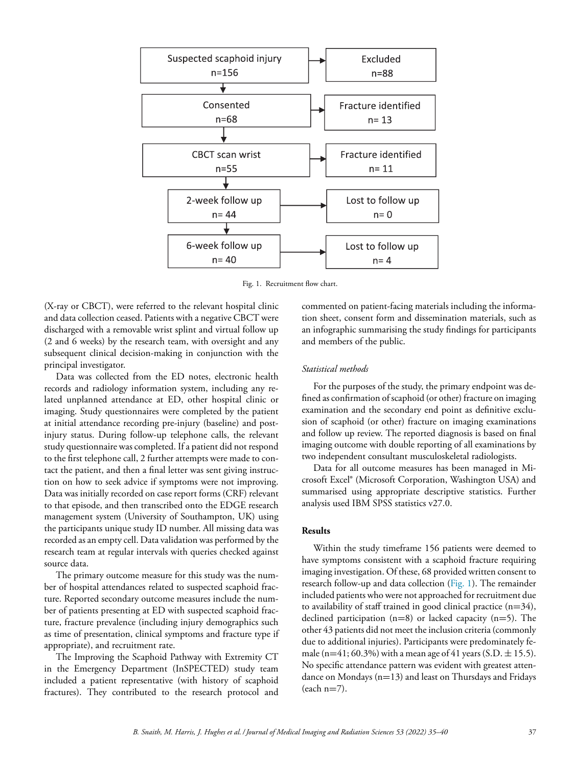Suspected scaphoid injury n=156 → Excluded n=88

Consented n=68 → Fracture identified n= 13

CBCT scan wrist n=55 → Fracture identified n= 11

2-week follow up n= 44 → Lost to follow up n= 0

6-week follow up n= 40 → Lost to follow up n= 4

Fig. 1. Recruitment flow chart.

(X-ray or CBCT), were referred to the relevant hospital clinic and data collection ceased. Patients with a negative CBCT were discharged with a removable wrist splint and virtual follow up (2 and 6 weeks) by the research team, with oversight and any subsequent clinical decision-making in conjunction with the principal investigator.

Data was collected from the ED notes, electronic health records and radiology information system, including any related unplanned attendance at ED, other hospital clinic or imaging. Study questionnaires were completed by the patient at initial attendance recording pre-injury (baseline) and post-injury status. During follow-up telephone calls, the relevant study questionnaire was completed. If a patient did not respond to the first telephone call, 2 further attempts were made to contact the patient, and then a final letter was sent giving instruction on how to seek advice if symptoms were not improving. Data was initially recorded on case report forms (CRF) relevant to that episode, and then transcribed onto the EDGE research management system (University of Southampton, UK) using the participants unique study ID number. All missing data was recorded as an empty cell. Data validation was performed by the research team at regular intervals with queries checked against source data.

The primary outcome measure for this study was the number of hospital attendances related to suspected scaphoid fracture. Reported secondary outcome measures include the number of patients presenting at ED with suspected scaphoid fracture, fracture prevalence (including injury demographics such as time of presentation, clinical symptoms and fracture type if appropriate), and recruitment rate.

The Improving the Scaphoid Pathway with Extremity CT in the Emergency Department (InSPECTED) study team included a patient representative (with history of scaphoid fractures). They contributed to the research protocol and commented on patient-facing materials including the information sheet, consent form and dissemination materials, such as an infographic summarising the study findings for participants and members of the public.

### *Statistical methods*

For the purposes of the study, the primary endpoint was defined as confirmation of scaphoid (or other) fracture on imaging examination and the secondary end point as definitive exclusion of scaphoid (or other) fracture on imaging examinations and follow up review. The reported diagnosis is based on final imaging outcome with double reporting of all examinations by two independent consultant musculoskeletal radiologists.

Data for all outcome measures has been managed in Microsoft Excel® (Microsoft Corporation, Washington USA) and summarised using appropriate descriptive statistics. Further analysis used IBM SPSS statistics v27.0.

## Results

Within the study timeframe 156 patients were deemed to have symptoms consistent with a scaphoid fracture requiring imaging investigation. Of these, 68 provided written consent to research follow-up and data collection (Fig. 1). The remainder included patients who were not approached for recruitment due to availability of staff trained in good clinical practice (n=34), declined participation (n=8) or lacked capacity (n=5). The other 43 patients did not meet the inclusion criteria (commonly due to additional injuries). Participants were predominately female (n=41; 60.3%) with a mean age of 41 years (S.D. ± 15.5). No specific attendance pattern was evident with greatest attendance on Mondays (n=13) and least on Thursdays and Fridays (each n=7).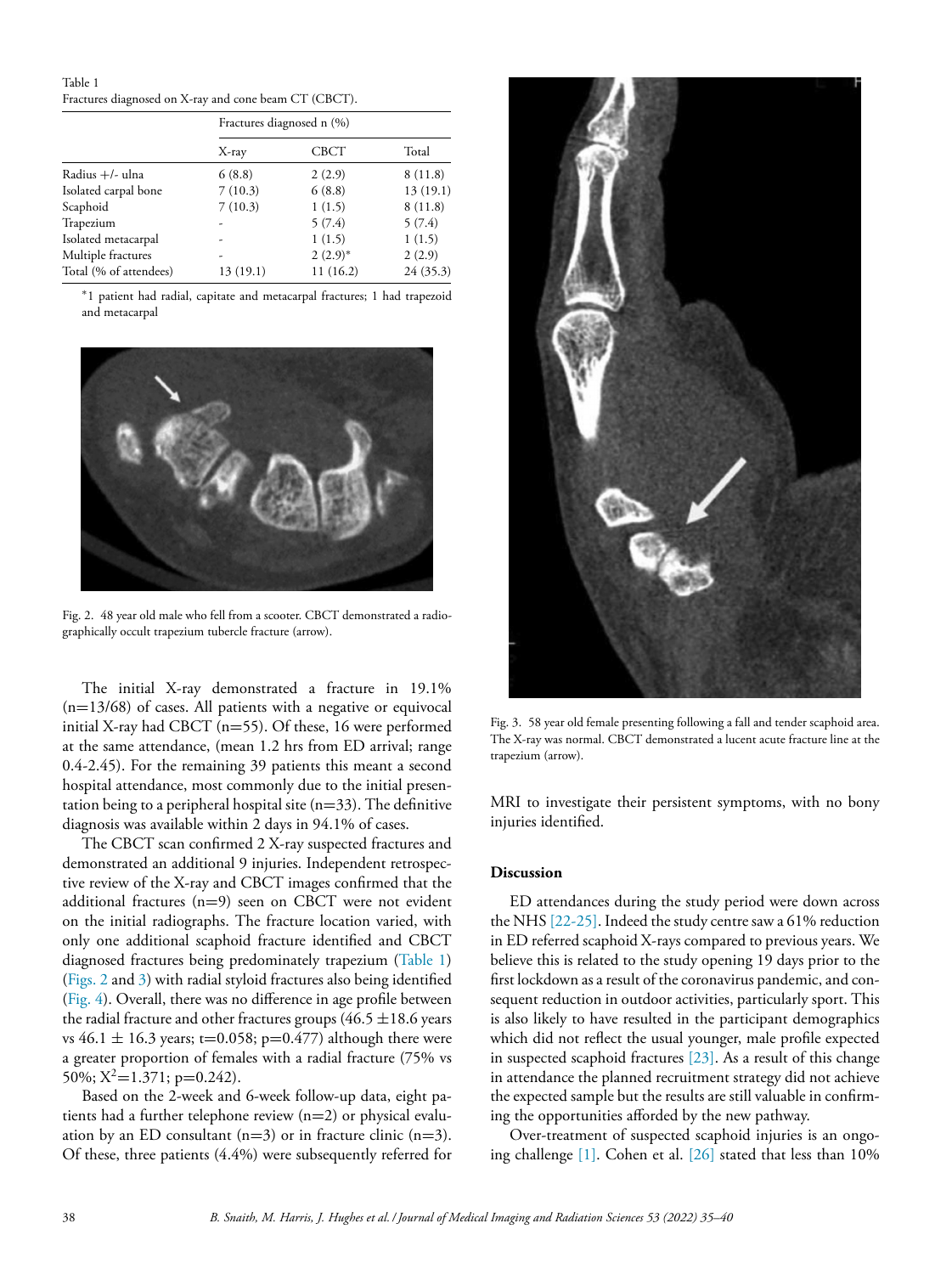Table 1
Fractures diagnosed on X-ray and cone beam CT (CBCT).

| | Fractures diagnosed n (%) | | |
|---|---|---|---|
| | X-ray | CBCT | Total |
| Radius +/- ulna | 6 (8.8) | 2 (2.9) | 8 (11.8) |
| Isolated carpal bone | 7 (10.3) | 6 (8.8) | 13 (19.1) |
| Scaphoid | 7 (10.3) | 1 (1.5) | 8 (11.8) |
| Trapezium | - | 5 (7.4) | 5 (7.4) |
| Isolated metacarpal | - | 1 (1.5) | 1 (1.5) |
| Multiple fractures | - | 2 (2.9)* | 2 (2.9) |
| Total (% of attendees) | 13 (19.1) | 11 (16.2) | 24 (35.3) |

*1 patient had radial, capitate and metacarpal fractures; 1 had trapezoid and metacarpal

Fig. 2. 48 year old male who fell from a scooter. CBCT demonstrated a radiographically occult trapezium tubercle fracture (arrow).

The initial X-ray demonstrated a fracture in 19.1% (n=13/68) of cases. All patients with a negative or equivocal initial X-ray had CBCT (n=55). Of these, 16 were performed at the same attendance, (mean 1.2 hrs from ED arrival; range 0.4-2.45). For the remaining 39 patients this meant a second hospital attendance, most commonly due to the initial presentation being to a peripheral hospital site (n=33). The definitive diagnosis was available within 2 days in 94.1% of cases.

The CBCT scan confirmed 2 X-ray suspected fractures and demonstrated an additional 9 injuries. Independent retrospective review of the X-ray and CBCT images confirmed that the additional fractures (n=9) seen on CBCT were not evident on the initial radiographs. The fracture location varied, with only one additional scaphoid fracture identified and CBCT diagnosed fractures being predominately trapezium (Table 1) (Figs. 2 and 3) with radial styloid fractures also being identified (Fig. 4). Overall, there was no difference in age profile between the radial fracture and other fractures groups (46.5 ±18.6 years vs 46.1 ± 16.3 years; t=0.058; p=0.477) although there were a greater proportion of females with a radial fracture (75% vs 50%; $X^2$=1.371; p=0.242).

Based on the 2-week and 6-week follow-up data, eight patients had a further telephone review (n=2) or physical evaluation by an ED consultant (n=3) or in fracture clinic (n=3). Of these, three patients (4.4%) were subsequently referred for MRI to investigate their persistent symptoms, with no bony injuries identified.

Fig. 3. 58 year old female presenting following a fall and tender scaphoid area. The X-ray was normal. CBCT demonstrated a lucent acute fracture line at the trapezium (arrow).

## Discussion

ED attendances during the study period were down across the NHS [22-25]. Indeed the study centre saw a 61% reduction in ED referred scaphoid X-rays compared to previous years. We believe this is related to the study opening 19 days prior to the first lockdown as a result of the coronavirus pandemic, and consequent reduction in outdoor activities, particularly sport. This is also likely to have resulted in the participant demographics which did not reflect the usual younger, male profile expected in suspected scaphoid fractures [23]. As a result of this change in attendance the planned recruitment strategy did not achieve the expected sample but the results are still valuable in confirming the opportunities afforded by the new pathway.

Over-treatment of suspected scaphoid injuries is an ongoing challenge [1]. Cohen et al. [26] stated that less than 10%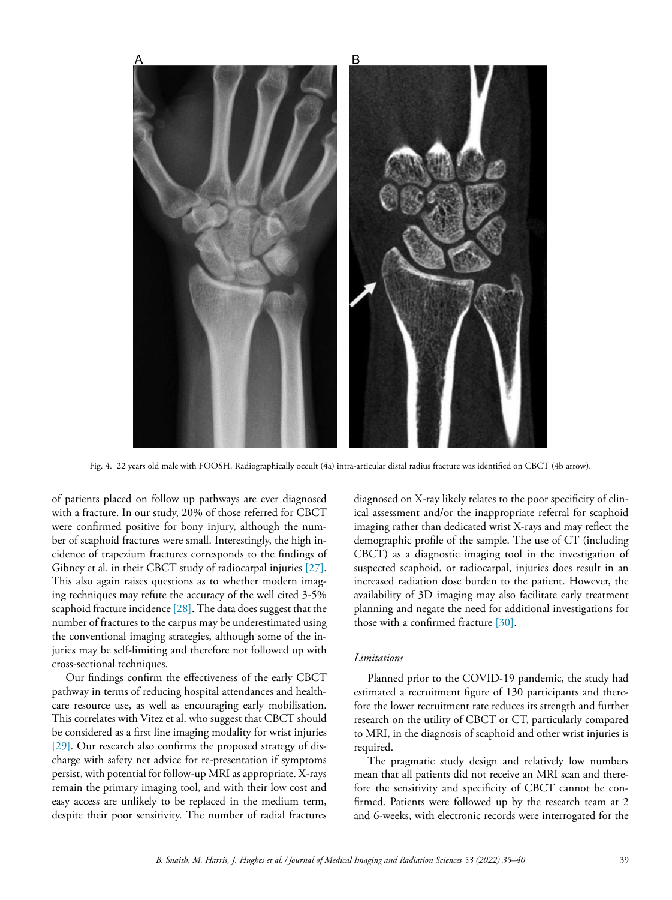Fig. 4. 22 years old male with FOOSH. Radiographically occult (4a) intra-articular distal radius fracture was identified on CBCT (4b arrow).

of patients placed on follow up pathways are ever diagnosed with a fracture. In our study, 20% of those referred for CBCT were confirmed positive for bony injury, although the number of scaphoid fractures were small. Interestingly, the high incidence of trapezium fractures corresponds to the findings of Gibney et al. in their CBCT study of radiocarpal injuries [27]. This also again raises questions as to whether modern imaging techniques may refute the accuracy of the well cited 3-5% scaphoid fracture incidence [28]. The data does suggest that the number of fractures to the carpus may be underestimated using the conventional imaging strategies, although some of the injuries may be self-limiting and therefore not followed up with cross-sectional techniques.

Our findings confirm the effectiveness of the early CBCT pathway in terms of reducing hospital attendances and healthcare resource use, as well as encouraging early mobilisation. This correlates with Vitez et al. who suggest that CBCT should be considered as a first line imaging modality for wrist injuries [29]. Our research also confirms the proposed strategy of discharge with safety net advice for re-presentation if symptoms persist, with potential for follow-up MRI as appropriate. X-rays remain the primary imaging tool, and with their low cost and easy access are unlikely to be replaced in the medium term, despite their poor sensitivity. The number of radial fractures diagnosed on X-ray likely relates to the poor specificity of clinical assessment and/or the inappropriate referral for scaphoid imaging rather than dedicated wrist X-rays and may reflect the demographic profile of the sample. The use of CT (including CBCT) as a diagnostic imaging tool in the investigation of suspected scaphoid, or radiocarpal, injuries does result in an increased radiation dose burden to the patient. However, the availability of 3D imaging may also facilitate early treatment planning and negate the need for additional investigations for those with a confirmed fracture [30].

### *Limitations*

Planned prior to the COVID-19 pandemic, the study had estimated a recruitment figure of 130 participants and therefore the lower recruitment rate reduces its strength and further research on the utility of CBCT or CT, particularly compared to MRI, in the diagnosis of scaphoid and other wrist injuries is required.

The pragmatic study design and relatively low numbers mean that all patients did not receive an MRI scan and therefore the sensitivity and specificity of CBCT cannot be confirmed. Patients were followed up by the research team at 2 and 6-weeks, with electronic records were interrogated for the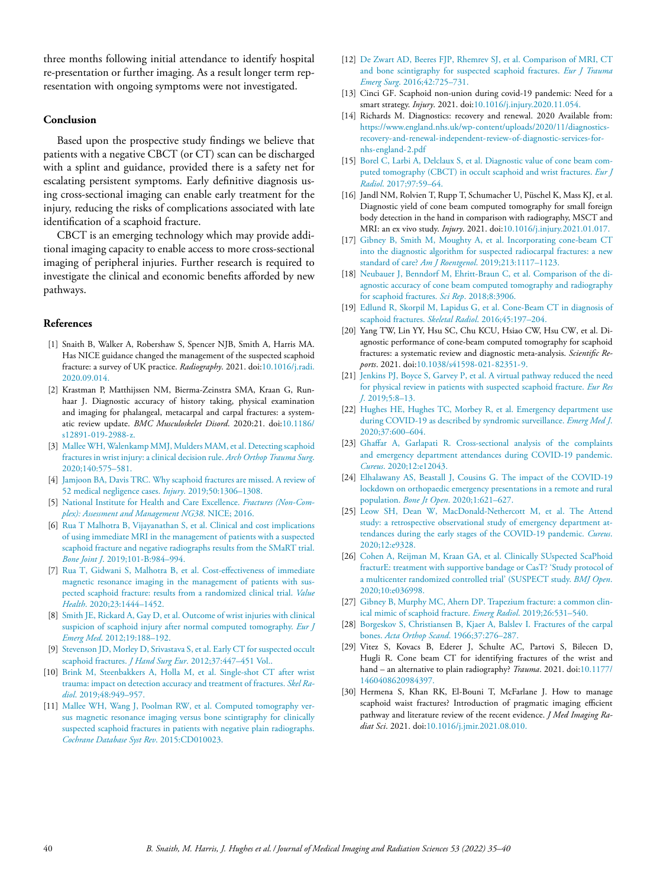three months following initial attendance to identify hospital re-presentation or further imaging. As a result longer term representation with ongoing symptoms were not investigated.

## Conclusion

Based upon the prospective study findings we believe that patients with a negative CBCT (or CT) scan can be discharged with a splint and guidance, provided there is a safety net for escalating persistent symptoms. Early definitive diagnosis using cross-sectional imaging can enable early treatment for the injury, reducing the risks of complications associated with late identification of a scaphoid fracture.

CBCT is an emerging technology which may provide additional imaging capacity to enable access to more cross-sectional imaging of peripheral injuries. Further research is required to investigate the clinical and economic benefits afforded by new pathways.

## References

[1] Snaith B, Walker A, Robershaw S, Spencer NJB, Smith A, Harris MA. Has NICE guidance changed the management of the suspected scaphoid fracture: a survey of UK practice. *Radiography*. 2021. doi:10.1016/j.radi.2020.09.014.

[2] Krastman P, Mathijssen NM, Bierma-Zeinstra SMA, Kraan G, Runhaar J. Diagnostic accuracy of history taking, physical examination and imaging for phalangeal, metacarpal and carpal fractures: a systematic review update. *BMC Musculoskelet Disord*. 2020:21. doi:10.1186/s12891-019-2988-z.

[3] Mallee WH, Walenkamp MMJ, Mulders MAM, et al. Detecting scaphoid fractures in wrist injury: a clinical decision rule. *Arch Orthop Trauma Surg*. 2020;140:575–581.

[4] Jamjoom BA, Davis TRC. Why scaphoid fractures are missed. A review of 52 medical negligence cases. *Injury*. 2019;50:1306–1308.

[5] National Institute for Health and Care Excellence. *Fractures (Non-Complex): Assessment and Management NG38*. NICE; 2016.

[6] Rua T Malhotra B, Vijayanathan S, et al. Clinical and cost implications of using immediate MRI in the management of patients with a suspected scaphoid fracture and negative radiographs results from the SMaRT trial. *Bone Joint J*. 2019;101-B:984–994.

[7] Rua T, Gidwani S, Malhotra B, et al. Cost-effectiveness of immediate magnetic resonance imaging in the management of patients with suspected scaphoid fracture: results from a randomized clinical trial. *Value Health*. 2020;23:1444–1452.

[8] Smith JE, Rickard A, Gay D, et al. Outcome of wrist injuries with clinical suspicion of scaphoid injury after normal computed tomography. *Eur J Emerg Med*. 2012;19:188–192.

[9] Stevenson JD, Morley D, Srivastava S, et al. Early CT for suspected occult scaphoid fractures. *J Hand Surg Eur*. 2012;37:447–451 Vol..

[10] Brink M, Steenbakkers A, Holla M, et al. Single-shot CT after wrist trauma: impact on detection accuracy and treatment of fractures. *Skel Radiol*. 2019;48:949–957.

[11] Mallee WH, Wang J, Poolman RW, et al. Computed tomography versus magnetic resonance imaging versus bone scintigraphy for clinically suspected scaphoid fractures in patients with negative plain radiographs. *Cochrane Database Syst Rev*. 2015:CD010023.

[12] De Zwart AD, Beeres FJP, Rhemrev SJ, et al. Comparison of MRI, CT and bone scintigraphy for suspected scaphoid fractures. *Eur J Trauma Emerg Surg*. 2016;42:725–731.

[13] Cinci GF. Scaphoid non-union during covid-19 pandemic: Need for a smart strategy. *Injury*. 2021. doi:10.1016/j.injury.2020.11.054.

[14] Richards M. Diagnostics: recovery and renewal. 2020 Available from: https://www.england.nhs.uk/wp-content/uploads/2020/11/diagnostics-recovery-and-renewal-independent-review-of-diagnostic-services-for-nhs-england-2.pdf

[15] Borel C, Larbi A, Delclaux S, et al. Diagnostic value of cone beam computed tomography (CBCT) in occult scaphoid and wrist fractures. *Eur J Radiol*. 2017;97:59–64.

[16] Jandl NM, Rolvien T, Rupp T, Schumacher U, Püschel K, Mass KJ, et al. Diagnostic yield of cone beam computed tomography for small foreign body detection in the hand in comparison with radiography, MSCT and MRI: an ex vivo study. *Injury*. 2021. doi:10.1016/j.injury.2021.01.017.

[17] Gibney B, Smith M, Moughty A, et al. Incorporating cone-beam CT into the diagnostic algorithm for suspected radiocarpal fractures: a new standard of care? *Am J Roentgenol*. 2019;213:1117–1123.

[18] Neubauer J, Benndorf M, Ehritt-Braun C, et al. Comparison of the diagnostic accuracy of cone beam computed tomography and radiography for scaphoid fractures. *Sci Rep*. 2018;8:3906.

[19] Edlund R, Skorpil M, Lapidus G, et al. Cone-Beam CT in diagnosis of scaphoid fractures. *Skeletal Radiol*. 2016;45:197–204.

[20] Yang TW, Lin YY, Hsu SC, Chu KCU, Hsiao CW, Hsu CW, et al. Diagnostic performance of cone-beam computed tomography for scaphoid fractures: a systematic review and diagnostic meta-analysis. *Scientific Reports*. 2021. doi:10.1038/s41598-021-82351-9.

[21] Jenkins PJ, Boyce S, Garvey P, et al. A virtual pathway reduced the need for physical review in patients with suspected scaphoid fracture. *Eur Res J*. 2019;5:8–13.

[22] Hughes HE, Hughes TC, Morbey R, et al. Emergency department use during COVID-19 as described by syndromic surveillance. *Emerg Med J*. 2020;37:600–604.

[23] Ghaffar A, Garlapati R. Cross-sectional analysis of the complaints and emergency department attendances during COVID-19 pandemic. *Cureus*. 2020;12:e12043.

[24] Elhalawany AS, Beastall J, Cousins G. The impact of the COVID-19 lockdown on orthopaedic emergency presentations in a remote and rural population. *Bone Jt Open*. 2020;1:621–627.

[25] Leow SH, Dean W, MacDonald-Nethercott M, et al. The Attend study: a retrospective observational study of emergency department attendances during the early stages of the COVID-19 pandemic. *Cureus*. 2020;12:e9328.

[26] Cohen A, Reijman M, Kraan GA, et al. Clinically SUspected ScaPhoid fracturE: treatment with supportive bandage or CasT? 'Study protocol of a multicenter randomized controlled trial' (SUSPECT study. *BMJ Open*. 2020;10:e036998.

[27] Gibney B, Murphy MC, Ahern DP. Trapezium fracture: a common clinical mimic of scaphoid fracture. *Emerg Radiol*. 2019;26:531–540.

[28] Borgeskov S, Christiansen B, Kjaer A, Balslev I. Fractures of the carpal bones. *Acta Orthop Scand*. 1966;37:276–287.

[29] Vitez S, Kovacs B, Ederer J, Schulte AC, Partovi S, Bilecen D, Hugli R. Cone beam CT for identifying fractures of the wrist and hand – an alternative to plain radiography? *Trauma*. 2021. doi:10.1177/1460408620984397.

[30] Hermena S, Khan RK, El-Bouni T, McFarlane J. How to manage scaphoid waist fractures? Introduction of pragmatic imaging efficient pathway and literature review of the recent evidence. *J Med Imaging Radiat Sci*. 2021. doi:10.1016/j.jmir.2021.08.010.